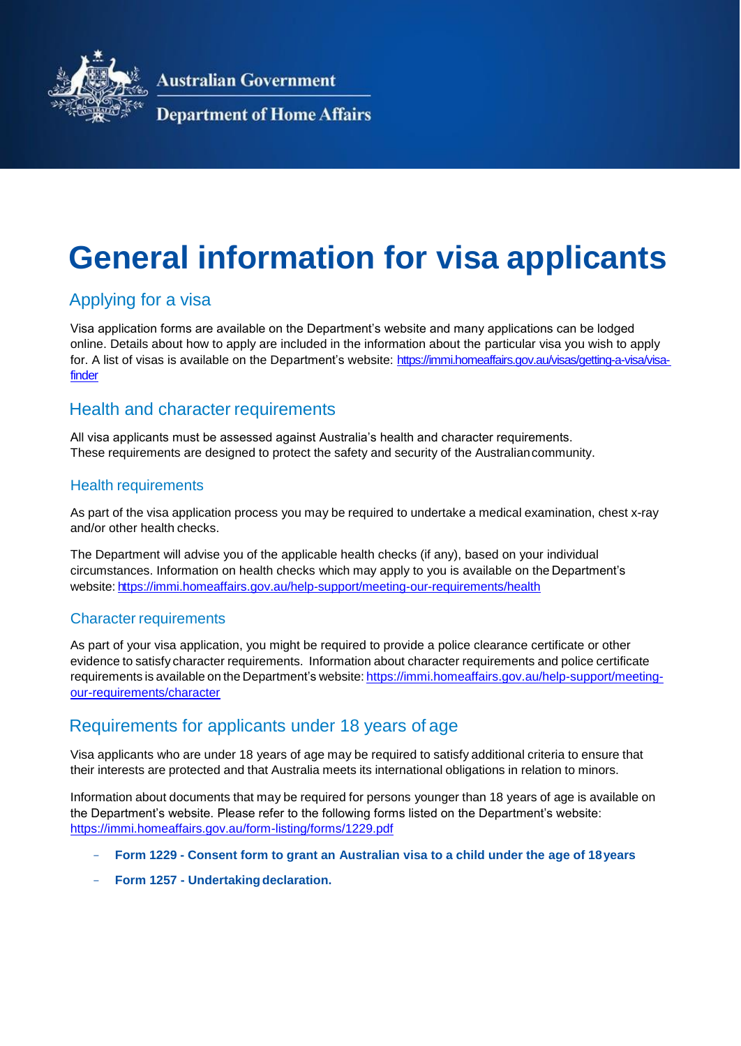Australian Government

Department of Home Affairs

# General information for visa applicants

## Applying for a visa

Visa application forms are available on the Department's website and many applications can be lodged online. Details about how to apply are included in the information about the particular visa you wish to apply for. A list of visas is available on the Department's website: https://immi.homeaffairs.gov.au/visas/getting-a-visa/visa-finder

## Health and character requirements

All visa applicants must be assessed against Australia's health and character requirements. These requirements are designed to protect the safety and security of the Australian community.

### Health requirements

As part of the visa application process you may be required to undertake a medical examination, chest x-ray and/or other health checks.

The Department will advise you of the applicable health checks (if any), based on your individual circumstances. Information on health checks which may apply to you is available on the Department's website: https://immi.homeaffairs.gov.au/help-support/meeting-our-requirements/health

### Character requirements

As part of your visa application, you might be required to provide a police clearance certificate or other evidence to satisfy character requirements. Information about character requirements and police certificate requirements is available on the Department's website: https://immi.homeaffairs.gov.au/help-support/meeting-our-requirements/character

## Requirements for applicants under 18 years of age

Visa applicants who are under 18 years of age may be required to satisfy additional criteria to ensure that their interests are protected and that Australia meets its international obligations in relation to minors.

Information about documents that may be required for persons younger than 18 years of age is available on the Department's website. Please refer to the following forms listed on the Department's website: https://immi.homeaffairs.gov.au/form-listing/forms/1229.pdf

- **Form 1229 - Consent form to grant an Australian visa to a child under the age of 18 years**
- **Form 1257 - Undertaking declaration.**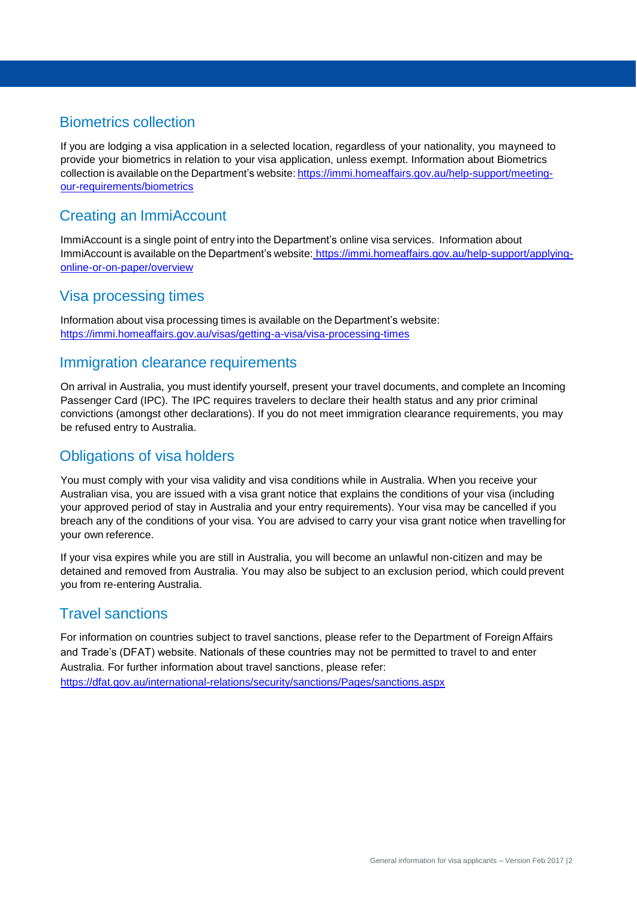## Biometrics collection

If you are lodging a visa application in a selected location, regardless of your nationality, you mayneed to provide your biometrics in relation to your visa application, unless exempt. Information about Biometrics collection is available on the Department's website: https://immi.homeaffairs.gov.au/help-support/meeting-our-requirements/biometrics

## Creating an ImmiAccount

ImmiAccount is a single point of entry into the Department's online visa services. Information about ImmiAccount is available on the Department's website: https://immi.homeaffairs.gov.au/help-support/applying-online-or-on-paper/overview

## Visa processing times

Information about visa processing times is available on the Department's website: https://immi.homeaffairs.gov.au/visas/getting-a-visa/visa-processing-times

## Immigration clearance requirements

On arrival in Australia, you must identify yourself, present your travel documents, and complete an Incoming Passenger Card (IPC). The IPC requires travelers to declare their health status and any prior criminal convictions (amongst other declarations). If you do not meet immigration clearance requirements, you may be refused entry to Australia.

## Obligations of visa holders

You must comply with your visa validity and visa conditions while in Australia. When you receive your Australian visa, you are issued with a visa grant notice that explains the conditions of your visa (including your approved period of stay in Australia and your entry requirements). Your visa may be cancelled if you breach any of the conditions of your visa. You are advised to carry your visa grant notice when travelling for your own reference.

If your visa expires while you are still in Australia, you will become an unlawful non-citizen and may be detained and removed from Australia. You may also be subject to an exclusion period, which could prevent you from re-entering Australia.

## Travel sanctions

For information on countries subject to travel sanctions, please refer to the Department of Foreign Affairs and Trade's (DFAT) website. Nationals of these countries may not be permitted to travel to and enter Australia. For further information about travel sanctions, please refer: https://dfat.gov.au/international-relations/security/sanctions/Pages/sanctions.aspx